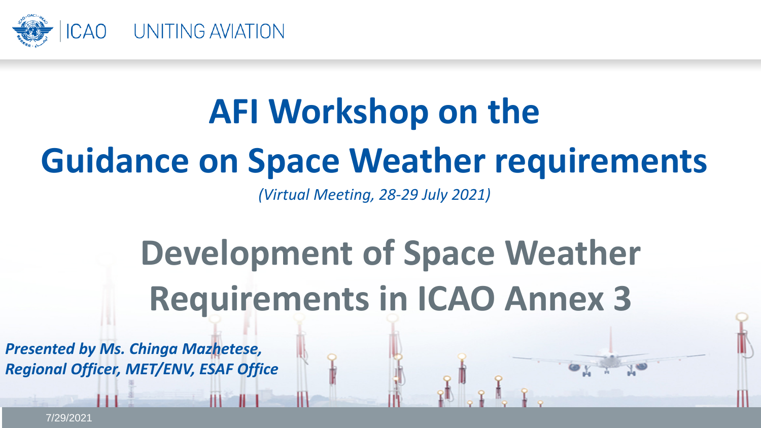ICAO UNITING AVIATION

# AFI Workshop on the Guidance on Space Weather requirements

*(Virtual Meeting, 28-29 July 2021)*

## Development of Space Weather Requirements in ICAO Annex 3

***Presented by Ms. Chinga Mazhetese, Regional Officer, MET/ENV, ESAF Office***

7/29/2021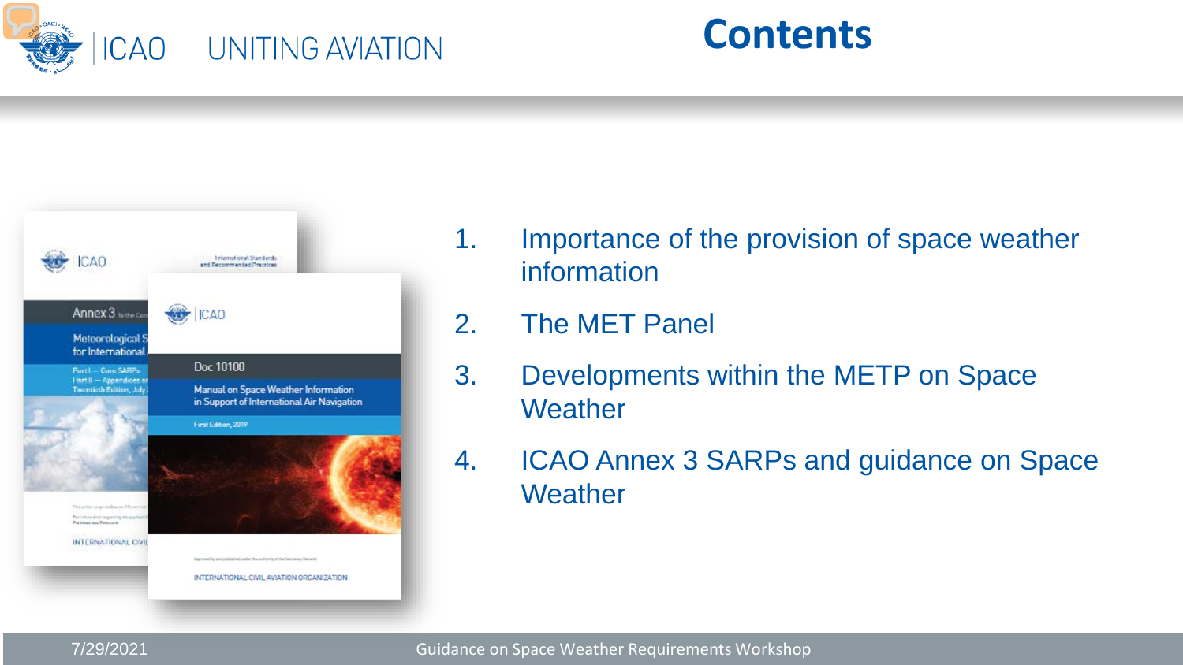# Contents

1. Importance of the provision of space weather information
2. The MET Panel
3. Developments within the METP on Space Weather
4. ICAO Annex 3 SARPs and guidance on Space Weather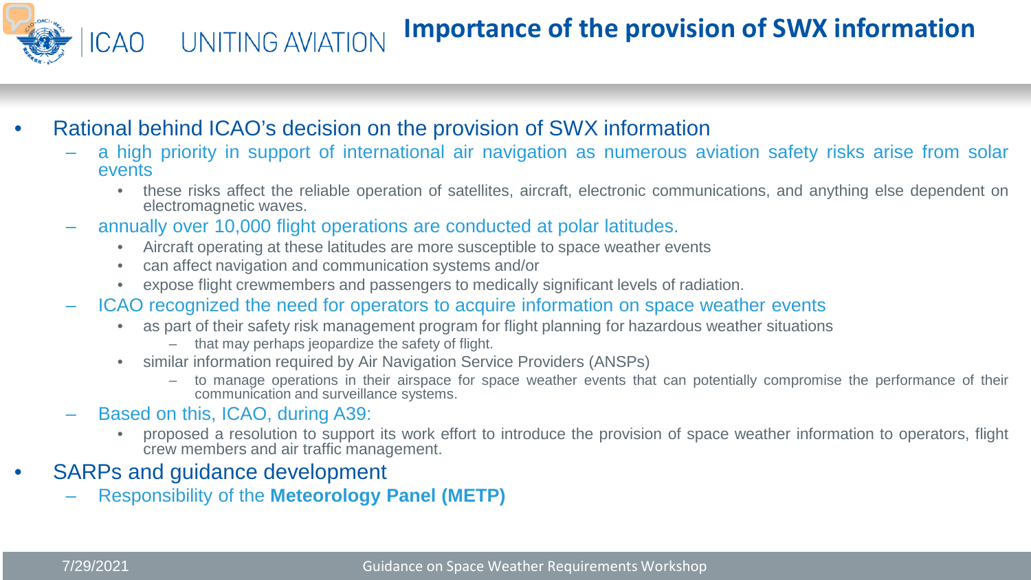# Importance of the provision of SWX information

- Rational behind ICAO's decision on the provision of SWX information
  - a high priority in support of international air navigation as numerous aviation safety risks arise from solar events
    - these risks affect the reliable operation of satellites, aircraft, electronic communications, and anything else dependent on electromagnetic waves.
  - annually over 10,000 flight operations are conducted at polar latitudes.
    - Aircraft operating at these latitudes are more susceptible to space weather events
    - can affect navigation and communication systems and/or
    - expose flight crewmembers and passengers to medically significant levels of radiation.
  - ICAO recognized the need for operators to acquire information on space weather events
    - as part of their safety risk management program for flight planning for hazardous weather situations
      - that may perhaps jeopardize the safety of flight.
    - similar information required by Air Navigation Service Providers (ANSPs)
      - to manage operations in their airspace for space weather events that can potentially compromise the performance of their communication and surveillance systems.
  - Based on this, ICAO, during A39:
    - proposed a resolution to support its work effort to introduce the provision of space weather information to operators, flight crew members and air traffic management.
- SARPs and guidance development
  - Responsibility of the **Meteorology Panel (METP)**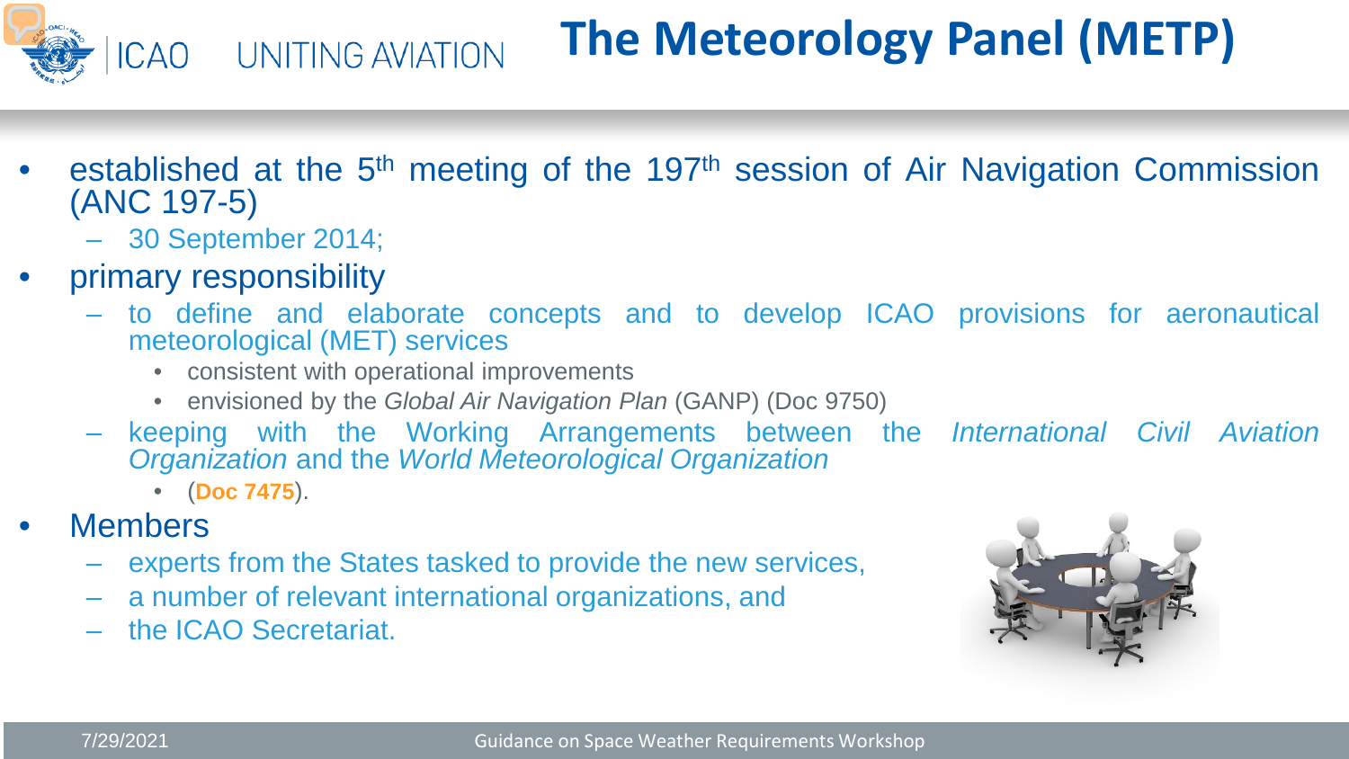# The Meteorology Panel (METP)

- established at the 5th meeting of the 197th session of Air Navigation Commission (ANC 197-5)
  - 30 September 2014;
- primary responsibility
  - to define and elaborate concepts and to develop ICAO provisions for aeronautical meteorological (MET) services
    - consistent with operational improvements
    - envisioned by the *Global Air Navigation Plan* (GANP) (Doc 9750)
  - keeping with the Working Arrangements between the *International Civil Aviation Organization* and the *World Meteorological Organization*
    - (**Doc 7475**).
- Members
  - experts from the States tasked to provide the new services,
  - a number of relevant international organizations, and
  - the ICAO Secretariat.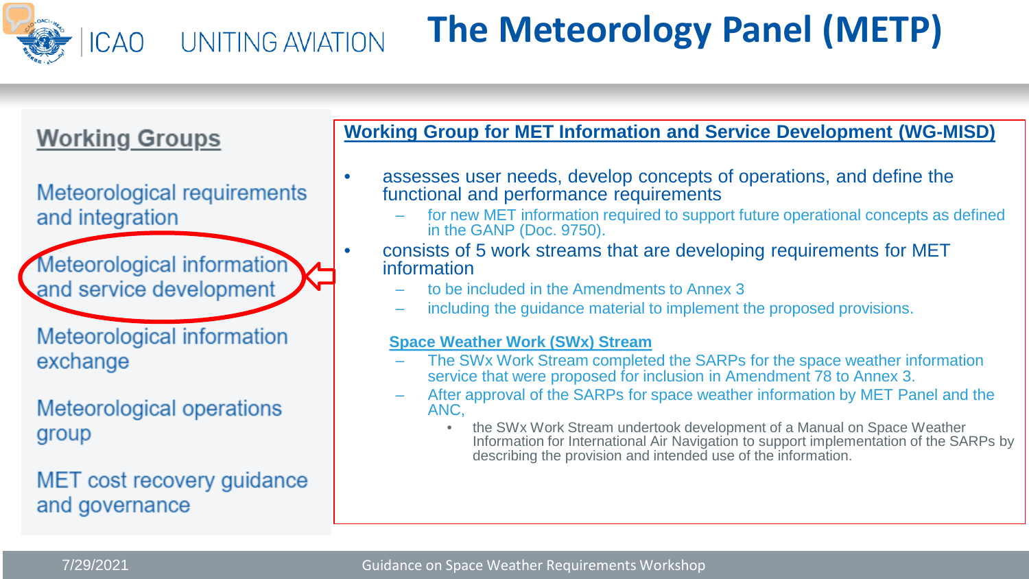# The Meteorology Panel (METP)

## Working Groups

- Meteorological requirements and integration
- Meteorological information and service development
- Meteorological information exchange
- Meteorological operations group
- MET cost recovery guidance and governance

## Working Group for MET Information and Service Development (WG-MISD)

- assesses user needs, develop concepts of operations, and define the functional and performance requirements
  - for new MET information required to support future operational concepts as defined in the GANP (Doc. 9750).
- consists of 5 work streams that are developing requirements for MET information
  - to be included in the Amendments to Annex 3
  - including the guidance material to implement the proposed provisions.

### Space Weather Work (SWx) Stream

- The SWx Work Stream completed the SARPs for the space weather information service that were proposed for inclusion in Amendment 78 to Annex 3.
- After approval of the SARPs for space weather information by MET Panel and the ANC,
  - the SWx Work Stream undertook development of a Manual on Space Weather Information for International Air Navigation to support implementation of the SARPs by describing the provision and intended use of the information.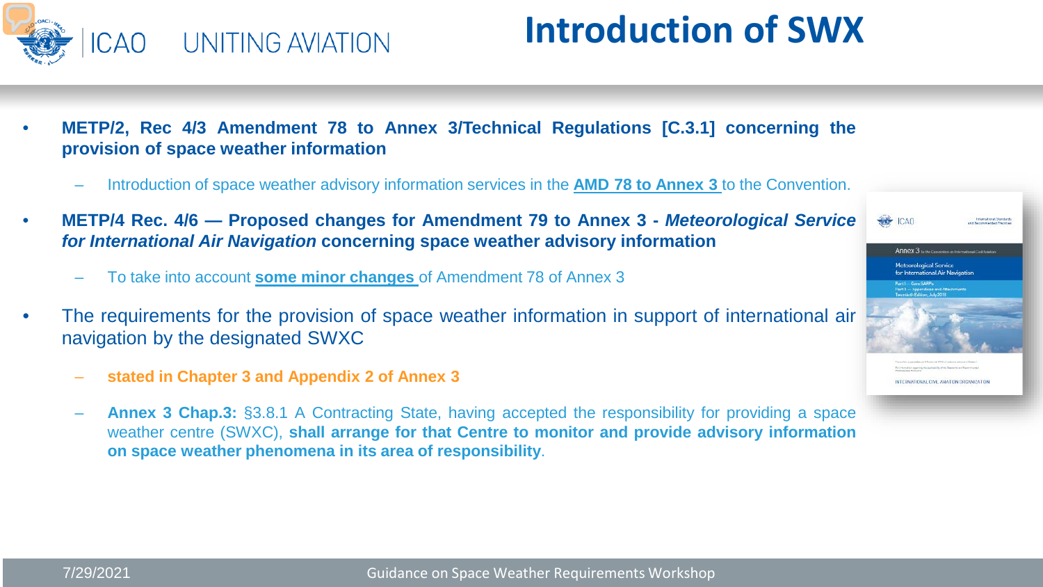# Introduction of SWX

- **METP/2, Rec 4/3 Amendment 78 to Annex 3/Technical Regulations [C.3.1] concerning the provision of space weather information**
  - Introduction of space weather advisory information services in the **AMD 78 to Annex 3** to the Convention.
- **METP/4 Rec. 4/6 — Proposed changes for Amendment 79 to Annex 3 - *Meteorological Service for International Air Navigation* concerning space weather advisory information**
  - To take into account **some minor changes** of Amendment 78 of Annex 3
- The requirements for the provision of space weather information in support of international air navigation by the designated SWXC
  - **stated in Chapter 3 and Appendix 2 of Annex 3**
  - **Annex 3 Chap.3:** §3.8.1 A Contracting State, having accepted the responsibility for providing a space weather centre (SWXC), **shall arrange for that Centre to monitor and provide advisory information on space weather phenomena in its area of responsibility**.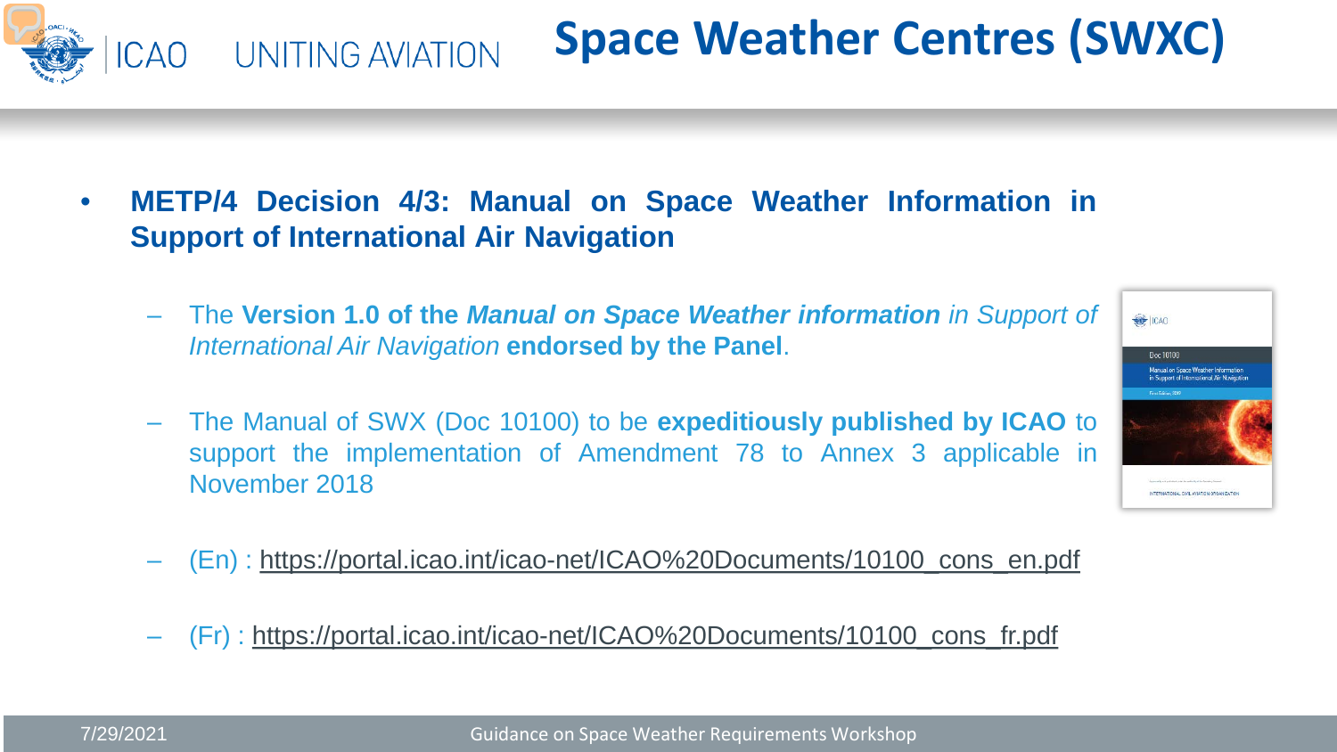# Space Weather Centres (SWXC)

- **METP/4 Decision 4/3: Manual on Space Weather Information in Support of International Air Navigation**
  - The **Version 1.0 of the *Manual on Space Weather information*** *in Support of International Air Navigation* **endorsed by the Panel**.
  - The Manual of SWX (Doc 10100) to be **expeditiously published by ICAO** to support the implementation of Amendment 78 to Annex 3 applicable in November 2018
  - (En) : https://portal.icao.int/icao-net/ICAO%20Documents/10100_cons_en.pdf
  - (Fr) : https://portal.icao.int/icao-net/ICAO%20Documents/10100_cons_fr.pdf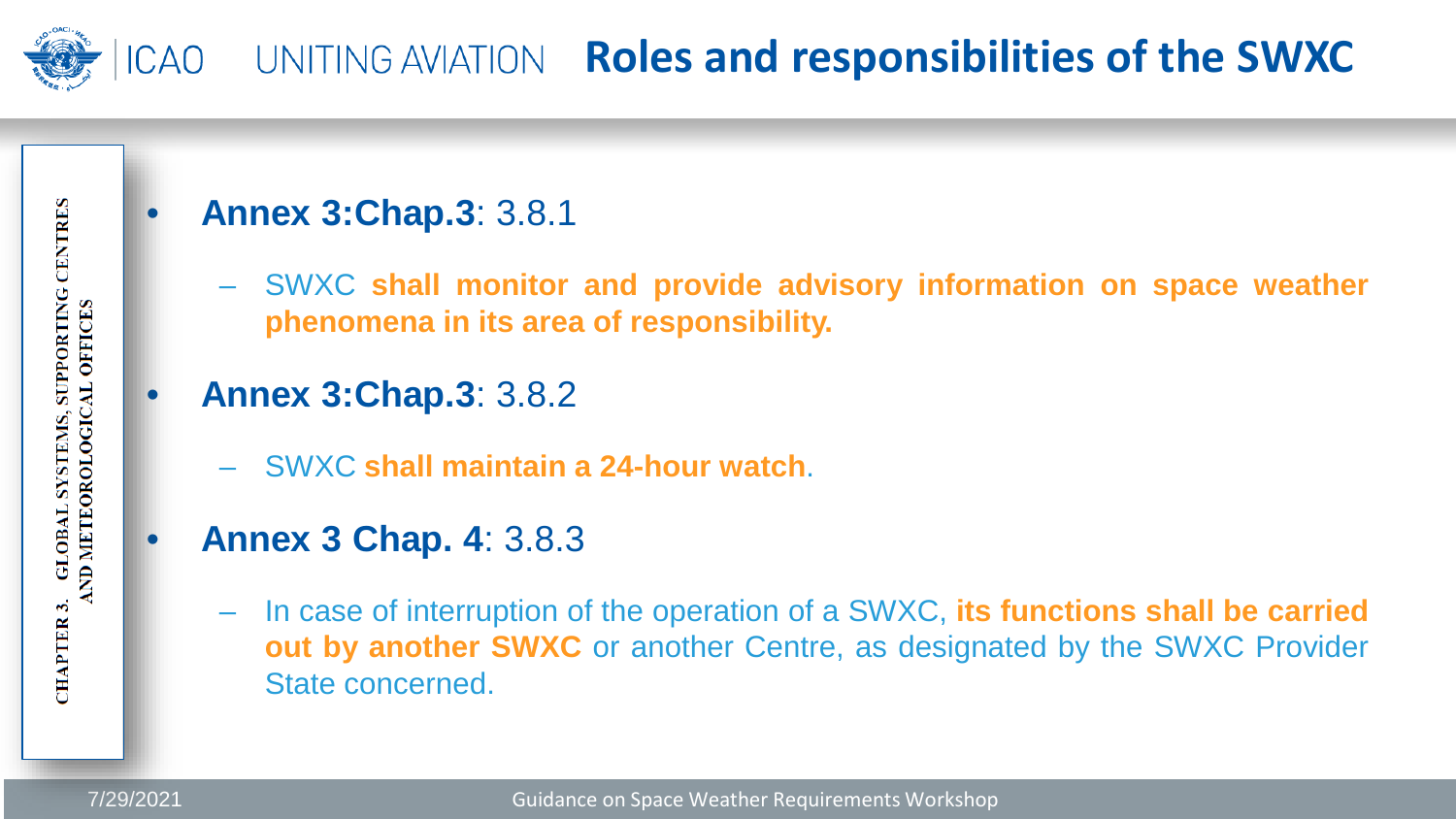# Roles and responsibilities of the SWXC

CHAPTER 3. GLOBAL SYSTEMS, SUPPORTING CENTRES AND METEOROLOGICAL OFFICES

- **Annex 3:Chap.3**: 3.8.1
  - SWXC **shall monitor and provide advisory information on space weather phenomena in its area of responsibility.**
- **Annex 3:Chap.3**: 3.8.2
  - SWXC **shall maintain a 24-hour watch**.
- **Annex 3 Chap. 4**: 3.8.3
  - In case of interruption of the operation of a SWXC, **its functions shall be carried out by another SWXC** or another Centre, as designated by the SWXC Provider State concerned.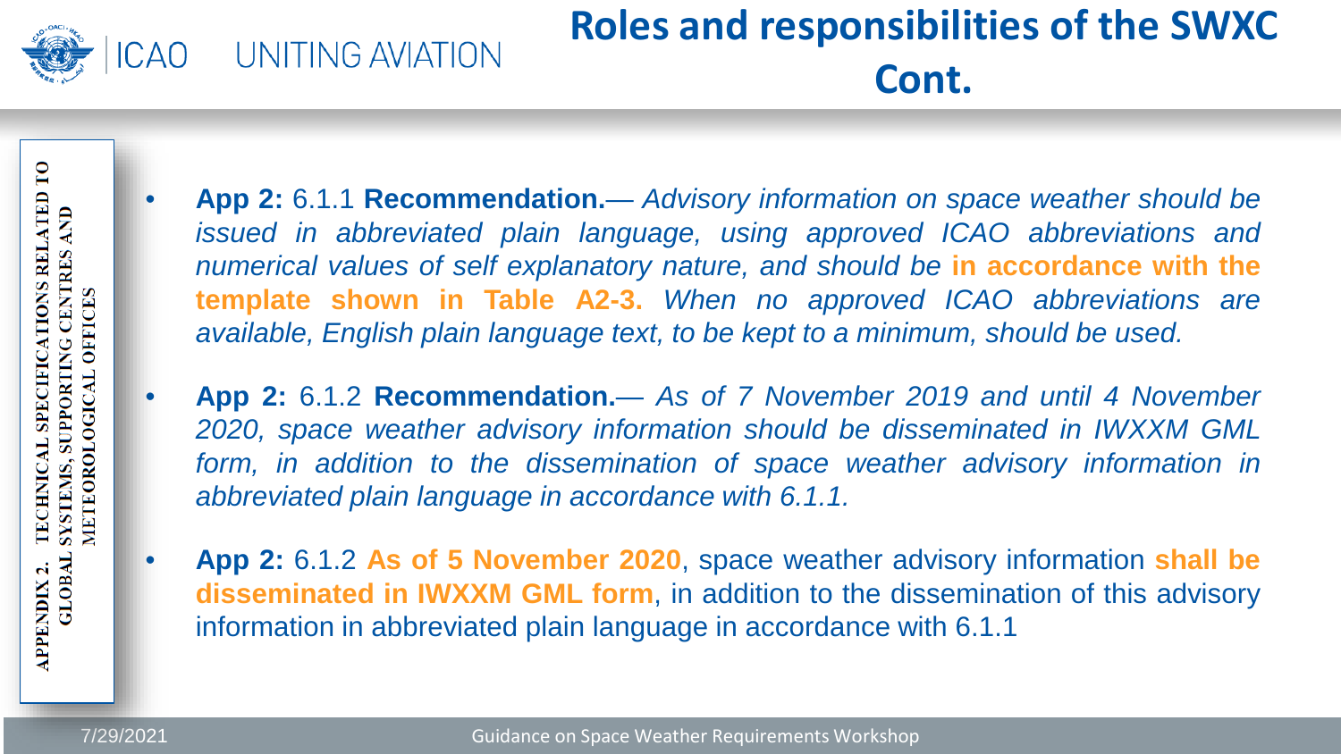# Roles and responsibilities of the SWXC Cont.

APPENDIX 2. TECHNICAL SPECIFICATIONS RELATED TO GLOBAL SYSTEMS, SUPPORTING CENTRES AND METEOROLOGICAL OFFICES

- **App 2:** 6.1.1 **Recommendation.**— *Advisory information on space weather should be issued in abbreviated plain language, using approved ICAO abbreviations and numerical values of self explanatory nature, and should be* ***in accordance with the template shown in Table A2-3.*** *When no approved ICAO abbreviations are available, English plain language text, to be kept to a minimum, should be used.*
- **App 2:** 6.1.2 **Recommendation.**— *As of 7 November 2019 and until 4 November 2020, space weather advisory information should be disseminated in IWXXM GML form, in addition to the dissemination of space weather advisory information in abbreviated plain language in accordance with 6.1.1.*
- **App 2:** 6.1.2 **As of 5 November 2020**, space weather advisory information **shall be disseminated in IWXXM GML form**, in addition to the dissemination of this advisory information in abbreviated plain language in accordance with 6.1.1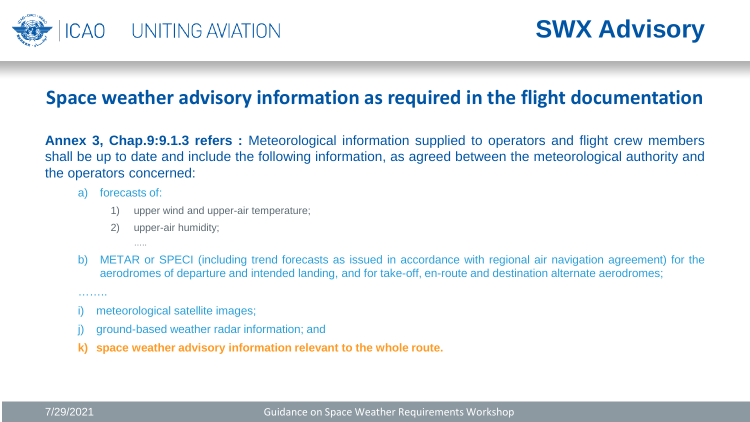# SWX Advisory

## Space weather advisory information as required in the flight documentation

**Annex 3, Chap.9:9.1.3 refers :** Meteorological information supplied to operators and flight crew members shall be up to date and include the following information, as agreed between the meteorological authority and the operators concerned:

a) forecasts of:

  1) upper wind and upper-air temperature;

  2) upper-air humidity;

  …..

b) METAR or SPECI (including trend forecasts as issued in accordance with regional air navigation agreement) for the aerodromes of departure and intended landing, and for take-off, en-route and destination alternate aerodromes;

……..

i) meteorological satellite images;

j) ground-based weather radar information; and

**k) space weather advisory information relevant to the whole route.**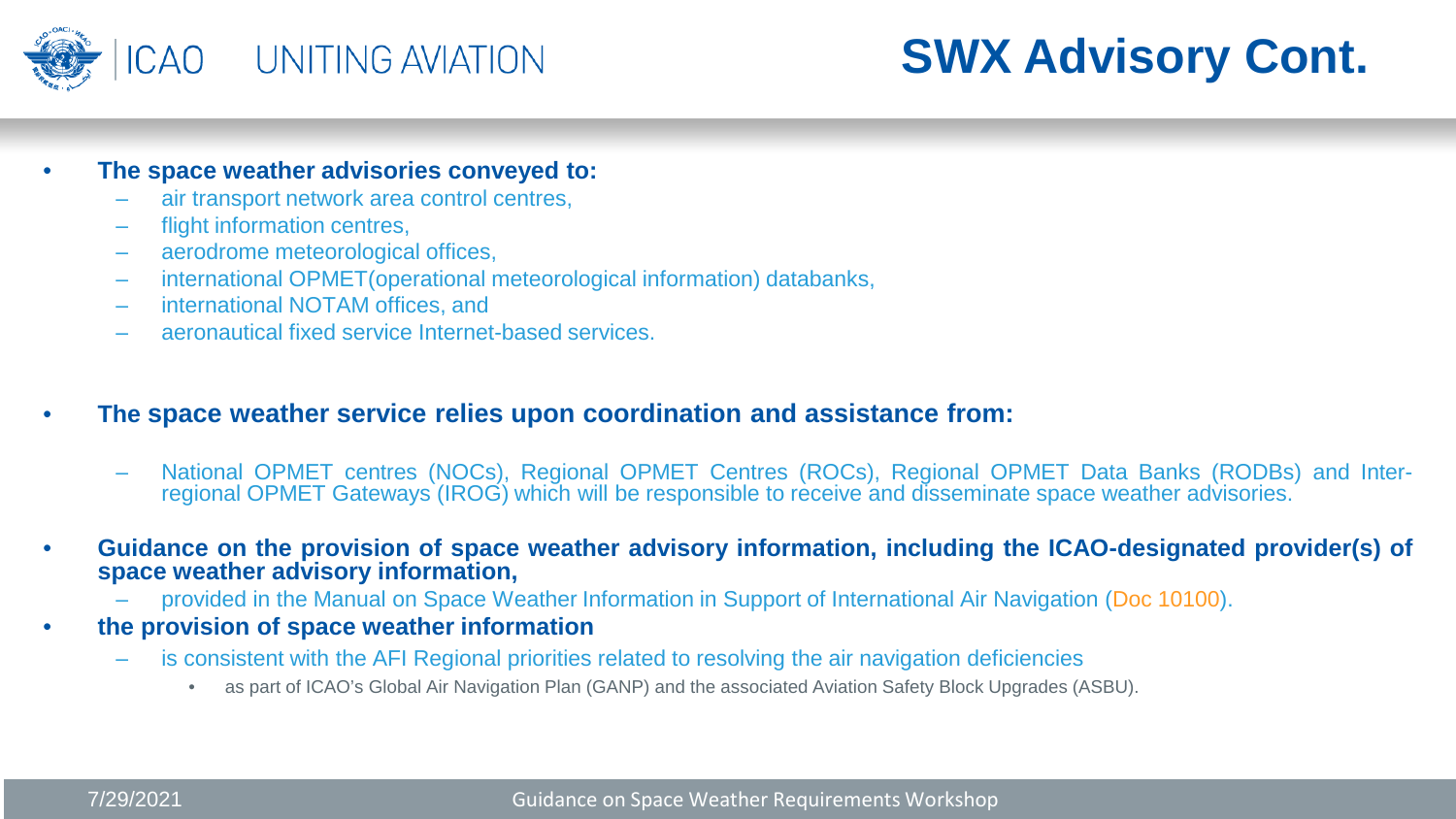# SWX Advisory Cont.

- **The space weather advisories conveyed to:**
  - air transport network area control centres,
  - flight information centres,
  - aerodrome meteorological offices,
  - international OPMET(operational meteorological information) databanks,
  - international NOTAM offices, and
  - aeronautical fixed service Internet-based services.

- **The space weather service relies upon coordination and assistance from:**
  - National OPMET centres (NOCs), Regional OPMET Centres (ROCs), Regional OPMET Data Banks (RODBs) and Inter-regional OPMET Gateways (IROG) which will be responsible to receive and disseminate space weather advisories.

- **Guidance on the provision of space weather advisory information, including the ICAO-designated provider(s) of space weather advisory information,**
  - provided in the Manual on Space Weather Information in Support of International Air Navigation (Doc 10100).
- **the provision of space weather information**
  - is consistent with the AFI Regional priorities related to resolving the air navigation deficiencies
    - as part of ICAO's Global Air Navigation Plan (GANP) and the associated Aviation Safety Block Upgrades (ASBU).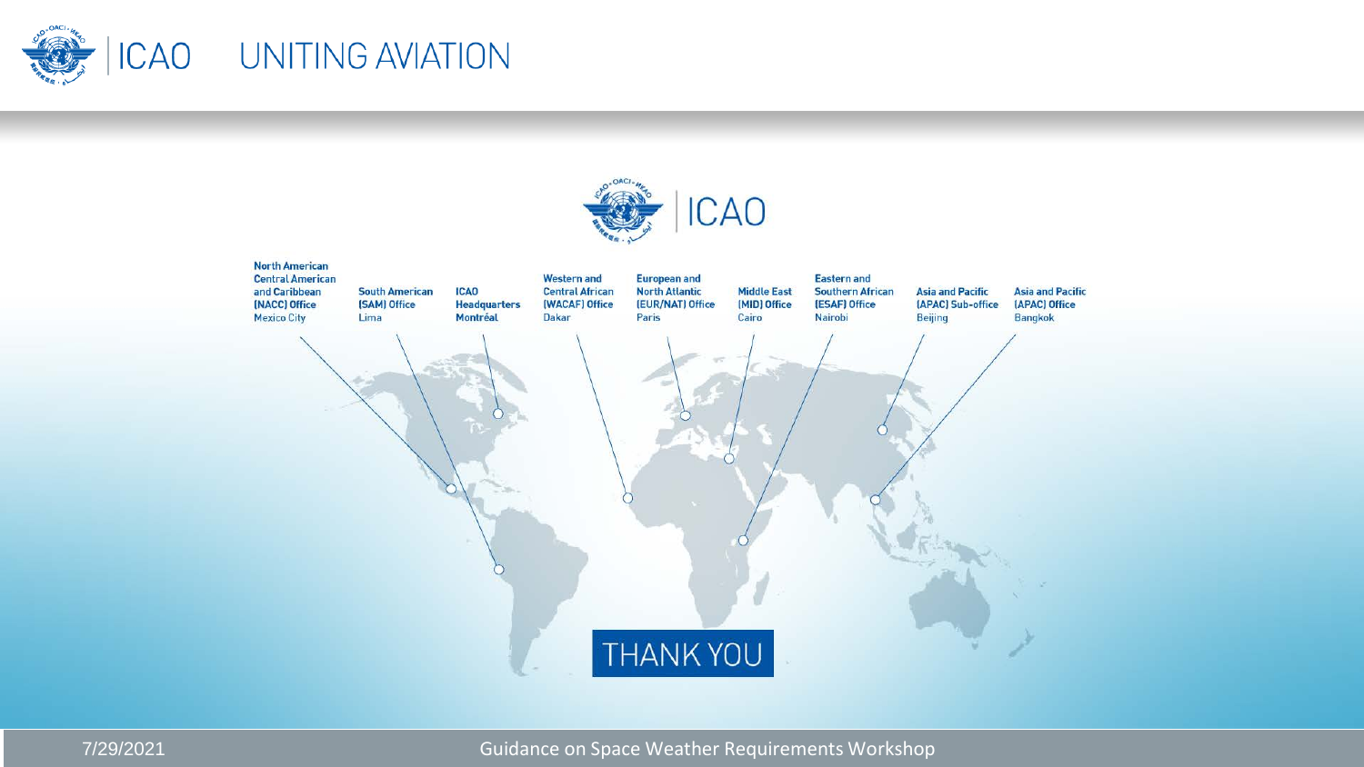ICAO UNITING AVIATION

ICAO

**North American Central American and Caribbean (NACC) Office**
Mexico City

**South American (SAM) Office**
Lima

**ICAO Headquarters**
**Montréal**

**Western and Central African (WACAF) Office**
Dakar

**European and North Atlantic (EUR/NAT) Office**
Paris

**Middle East (MID) Office**
Cairo

**Eastern and Southern African (ESAF) Office**
Nairobi

**Asia and Pacific (APAC) Sub-office**
Beijing

**Asia and Pacific (APAC) Office**
Bangkok

THANK YOU